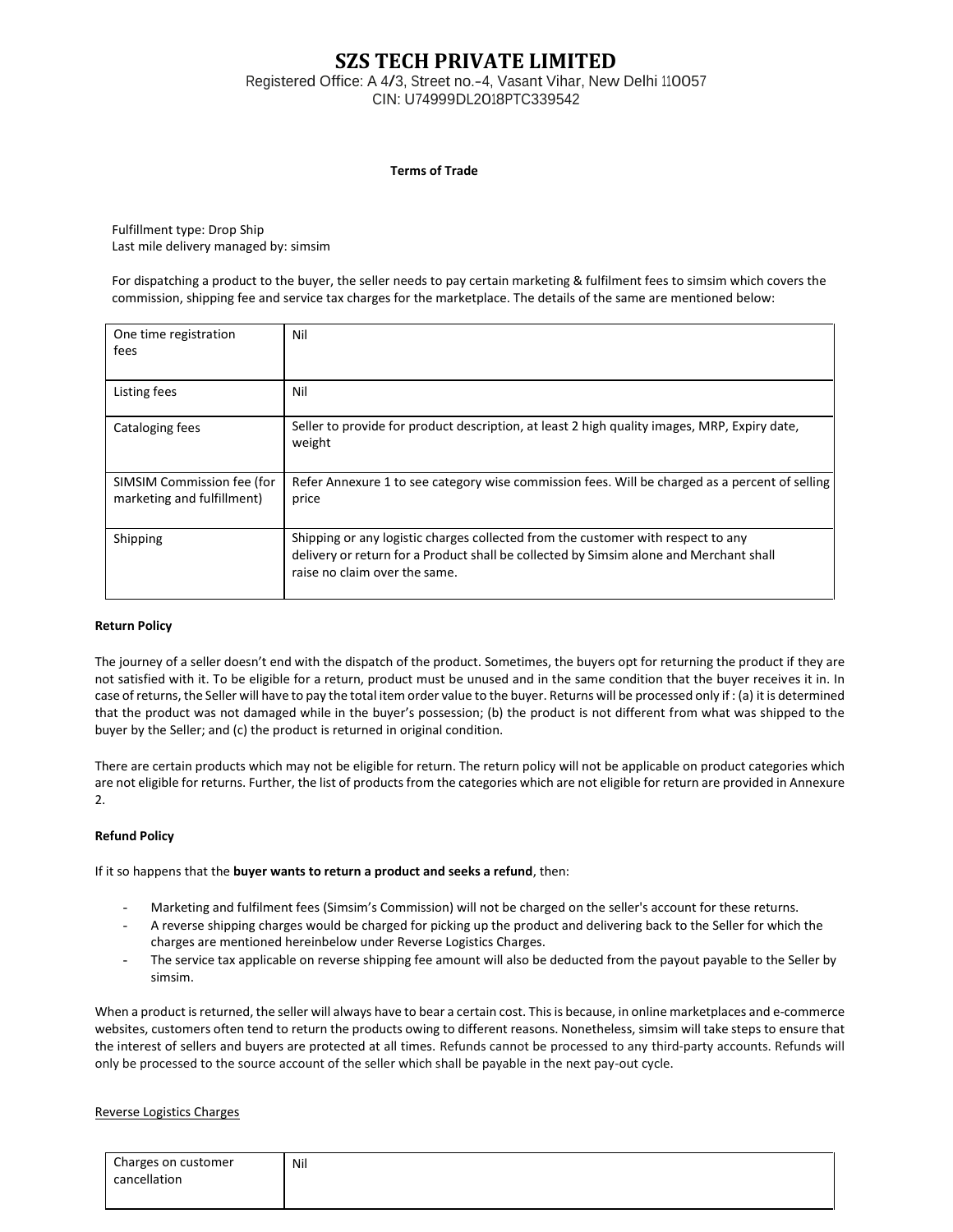# SZS TECH PRIVATE LIMITED

Registered Office: A 4/3, Street no.-4, Vasant Vihar, New Delhi 110057
CIN: U74999DL2018PTC339542

**Terms of Trade**

Fulfillment type: Drop Ship
Last mile delivery managed by: simsim

For dispatching a product to the buyer, the seller needs to pay certain marketing & fulfilment fees to simsim which covers the commission, shipping fee and service tax charges for the marketplace. The details of the same are mentioned below:

| | |
|---|---|
| One time registration fees | Nil |
| Listing fees | Nil |
| Cataloging fees | Seller to provide for product description, at least 2 high quality images, MRP, Expiry date, weight |
| SIMSIM Commission fee (for marketing and fulfillment) | Refer Annexure 1 to see category wise commission fees. Will be charged as a percent of selling price |
| Shipping | Shipping or any logistic charges collected from the customer with respect to any delivery or return for a Product shall be collected by Simsim alone and Merchant shall raise no claim over the same. |

**Return Policy**

The journey of a seller doesn't end with the dispatch of the product. Sometimes, the buyers opt for returning the product if they are not satisfied with it. To be eligible for a return, product must be unused and in the same condition that the buyer receives it in. In case of returns, the Seller will have to pay the total item order value to the buyer. Returns will be processed only if : (a) it is determined that the product was not damaged while in the buyer's possession; (b) the product is not different from what was shipped to the buyer by the Seller; and (c) the product is returned in original condition.

There are certain products which may not be eligible for return. The return policy will not be applicable on product categories which are not eligible for returns. Further, the list of products from the categories which are not eligible for return are provided in Annexure 2.

**Refund Policy**

If it so happens that the **buyer wants to return a product and seeks a refund**, then:

- Marketing and fulfilment fees (Simsim's Commission) will not be charged on the seller's account for these returns.
- A reverse shipping charges would be charged for picking up the product and delivering back to the Seller for which the charges are mentioned hereinbelow under Reverse Logistics Charges.
- The service tax applicable on reverse shipping fee amount will also be deducted from the payout payable to the Seller by simsim.

When a product is returned, the seller will always have to bear a certain cost. This is because, in online marketplaces and e-commerce websites, customers often tend to return the products owing to different reasons. Nonetheless, simsim will take steps to ensure that the interest of sellers and buyers are protected at all times. Refunds cannot be processed to any third-party accounts. Refunds will only be processed to the source account of the seller which shall be payable in the next pay-out cycle.

<u>Reverse Logistics Charges</u>

| | |
|---|---|
| Charges on customer cancellation | Nil |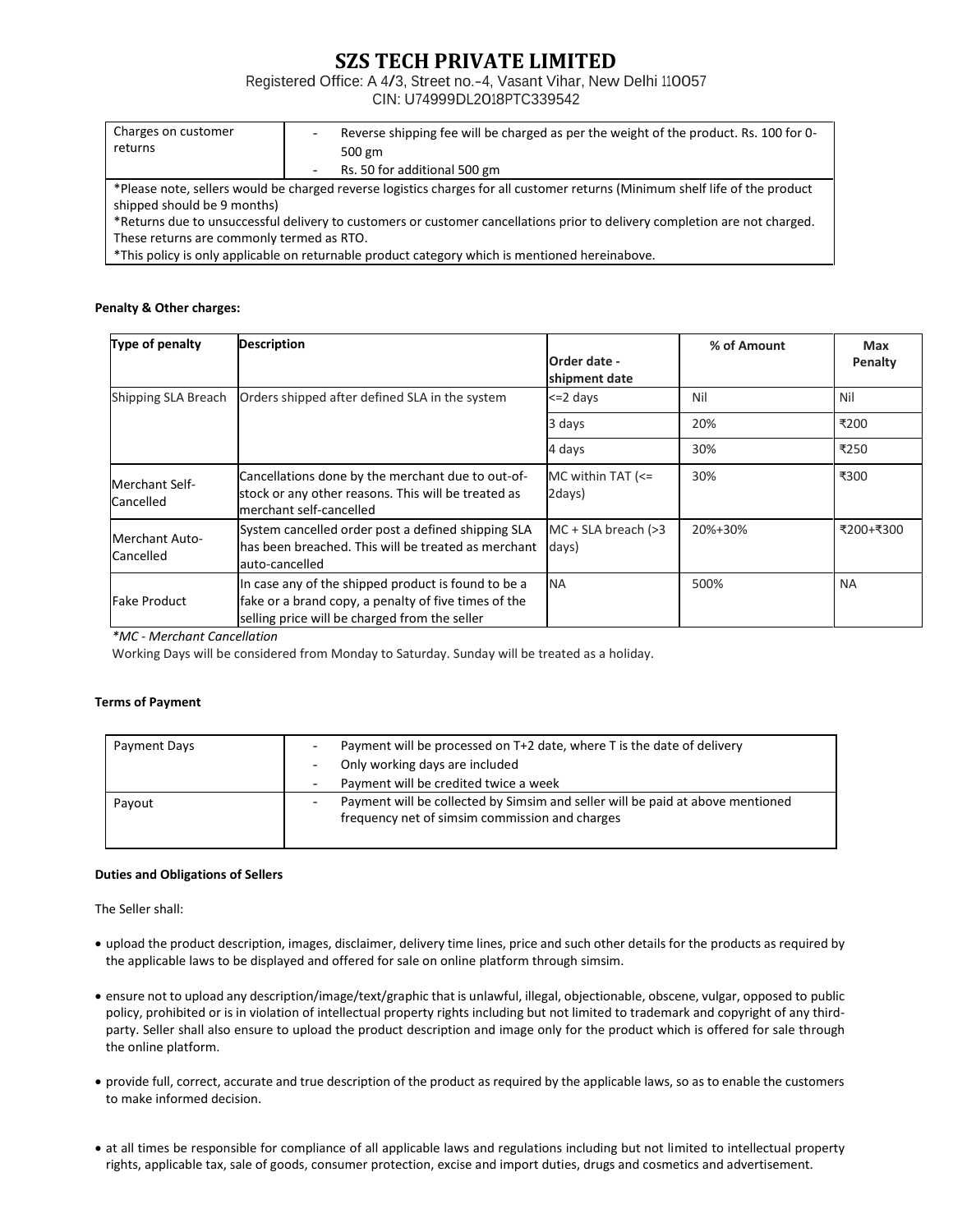# SZS TECH PRIVATE LIMITED

Registered Office: A 4/3, Street no.-4, Vasant Vihar, New Delhi 110057

CIN: U74999DL2018PTC339542

| Charges on customer returns | - Reverse shipping fee will be charged as per the weight of the product. Rs. 100 for 0-500 gm<br>- Rs. 50 for additional 500 gm |
|---|---|

*Please note, sellers would be charged reverse logistics charges for all customer returns (Minimum shelf life of the product shipped should be 9 months)

*Returns due to unsuccessful delivery to customers or customer cancellations prior to delivery completion are not charged. These returns are commonly termed as RTO.

*This policy is only applicable on returnable product category which is mentioned hereinabove.

**Penalty & Other charges:**

| Type of penalty | Description | Order date - shipment date | % of Amount | Max Penalty |
|---|---|---|---|---|
| Shipping SLA Breach | Orders shipped after defined SLA in the system | <=2 days | Nil | Nil |
| | | 3 days | 20% | ₹200 |
| | | 4 days | 30% | ₹250 |
| Merchant Self-Cancelled | Cancellations done by the merchant due to out-of-stock or any other reasons. This will be treated as merchant self-cancelled | MC within TAT (<= 2days) | 30% | ₹300 |
| Merchant Auto-Cancelled | System cancelled order post a defined shipping SLA has been breached. This will be treated as merchant auto-cancelled | MC + SLA breach (>3 days) | 20%+30% | ₹200+₹300 |
| Fake Product | In case any of the shipped product is found to be a fake or a brand copy, a penalty of five times of the selling price will be charged from the seller | NA | 500% | NA |

*\*MC - Merchant Cancellation*

Working Days will be considered from Monday to Saturday. Sunday will be treated as a holiday.

**Terms of Payment**

| Payment Days | - Payment will be processed on T+2 date, where T is the date of delivery<br>- Only working days are included<br>- Payment will be credited twice a week |
|---|---|
| Payout | - Payment will be collected by Simsim and seller will be paid at above mentioned frequency net of simsim commission and charges |

**Duties and Obligations of Sellers**

The Seller shall:

- upload the product description, images, disclaimer, delivery time lines, price and such other details for the products as required by the applicable laws to be displayed and offered for sale on online platform through simsim.
- ensure not to upload any description/image/text/graphic that is unlawful, illegal, objectionable, obscene, vulgar, opposed to public policy, prohibited or is in violation of intellectual property rights including but not limited to trademark and copyright of any third-party. Seller shall also ensure to upload the product description and image only for the product which is offered for sale through the online platform.
- provide full, correct, accurate and true description of the product as required by the applicable laws, so as to enable the customers to make informed decision.
- at all times be responsible for compliance of all applicable laws and regulations including but not limited to intellectual property rights, applicable tax, sale of goods, consumer protection, excise and import duties, drugs and cosmetics and advertisement.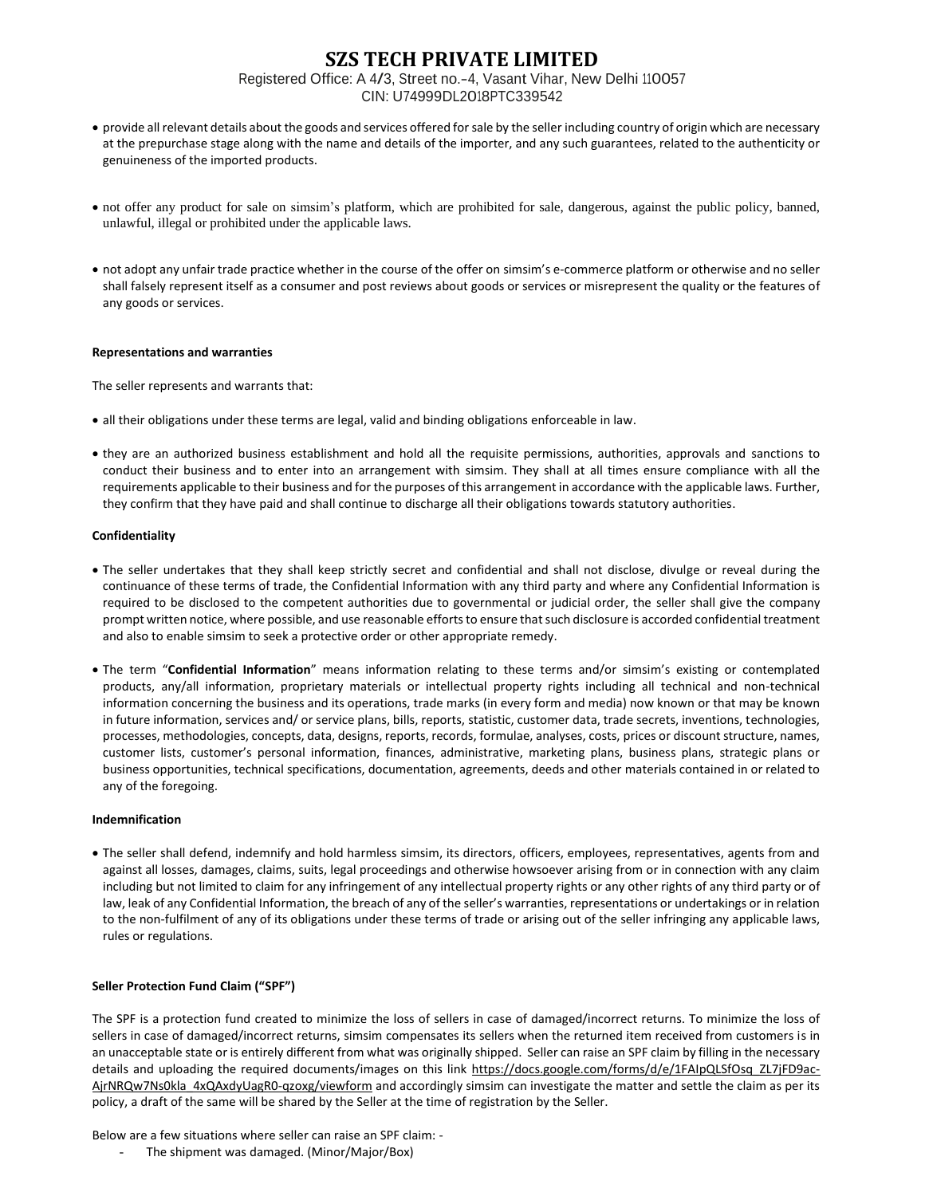- provide all relevant details about the goods and services offered for sale by the seller including country of origin which are necessary at the prepurchase stage along with the name and details of the importer, and any such guarantees, related to the authenticity or genuineness of the imported products.

- not offer any product for sale on simsim's platform, which are prohibited for sale, dangerous, against the public policy, banned, unlawful, illegal or prohibited under the applicable laws.

- not adopt any unfair trade practice whether in the course of the offer on simsim's e-commerce platform or otherwise and no seller shall falsely represent itself as a consumer and post reviews about goods or services or misrepresent the quality or the features of any goods or services.

**Representations and warranties**

The seller represents and warrants that:

- all their obligations under these terms are legal, valid and binding obligations enforceable in law.

- they are an authorized business establishment and hold all the requisite permissions, authorities, approvals and sanctions to conduct their business and to enter into an arrangement with simsim. They shall at all times ensure compliance with all the requirements applicable to their business and for the purposes of this arrangement in accordance with the applicable laws. Further, they confirm that they have paid and shall continue to discharge all their obligations towards statutory authorities.

**Confidentiality**

- The seller undertakes that they shall keep strictly secret and confidential and shall not disclose, divulge or reveal during the continuance of these terms of trade, the Confidential Information with any third party and where any Confidential Information is required to be disclosed to the competent authorities due to governmental or judicial order, the seller shall give the company prompt written notice, where possible, and use reasonable efforts to ensure that such disclosure is accorded confidential treatment and also to enable simsim to seek a protective order or other appropriate remedy.

- The term "**Confidential Information**" means information relating to these terms and/or simsim's existing or contemplated products, any/all information, proprietary materials or intellectual property rights including all technical and non-technical information concerning the business and its operations, trade marks (in every form and media) now known or that may be known in future information, services and/ or service plans, bills, reports, statistic, customer data, trade secrets, inventions, technologies, processes, methodologies, concepts, data, designs, reports, records, formulae, analyses, costs, prices or discount structure, names, customer lists, customer's personal information, finances, administrative, marketing plans, business plans, strategic plans or business opportunities, technical specifications, documentation, agreements, deeds and other materials contained in or related to any of the foregoing.

**Indemnification**

- The seller shall defend, indemnify and hold harmless simsim, its directors, officers, employees, representatives, agents from and against all losses, damages, claims, suits, legal proceedings and otherwise howsoever arising from or in connection with any claim including but not limited to claim for any infringement of any intellectual property rights or any other rights of any third party or of law, leak of any Confidential Information, the breach of any of the seller's warranties, representations or undertakings or in relation to the non-fulfilment of any of its obligations under these terms of trade or arising out of the seller infringing any applicable laws, rules or regulations.

**Seller Protection Fund Claim ("SPF")**

The SPF is a protection fund created to minimize the loss of sellers in case of damaged/incorrect returns. To minimize the loss of sellers in case of damaged/incorrect returns, simsim compensates its sellers when the returned item received from customers is in an unacceptable state or is entirely different from what was originally shipped. Seller can raise an SPF claim by filling in the necessary details and uploading the required documents/images on this link https://docs.google.com/forms/d/e/1FAIpQLSfOsq_ZL7jFD9ac-AjrNRQw7Ns0kla_4xQAxdyUagR0-qzoxg/viewform and accordingly simsim can investigate the matter and settle the claim as per its policy, a draft of the same will be shared by the Seller at the time of registration by the Seller.

Below are a few situations where seller can raise an SPF claim: -

- The shipment was damaged. (Minor/Major/Box)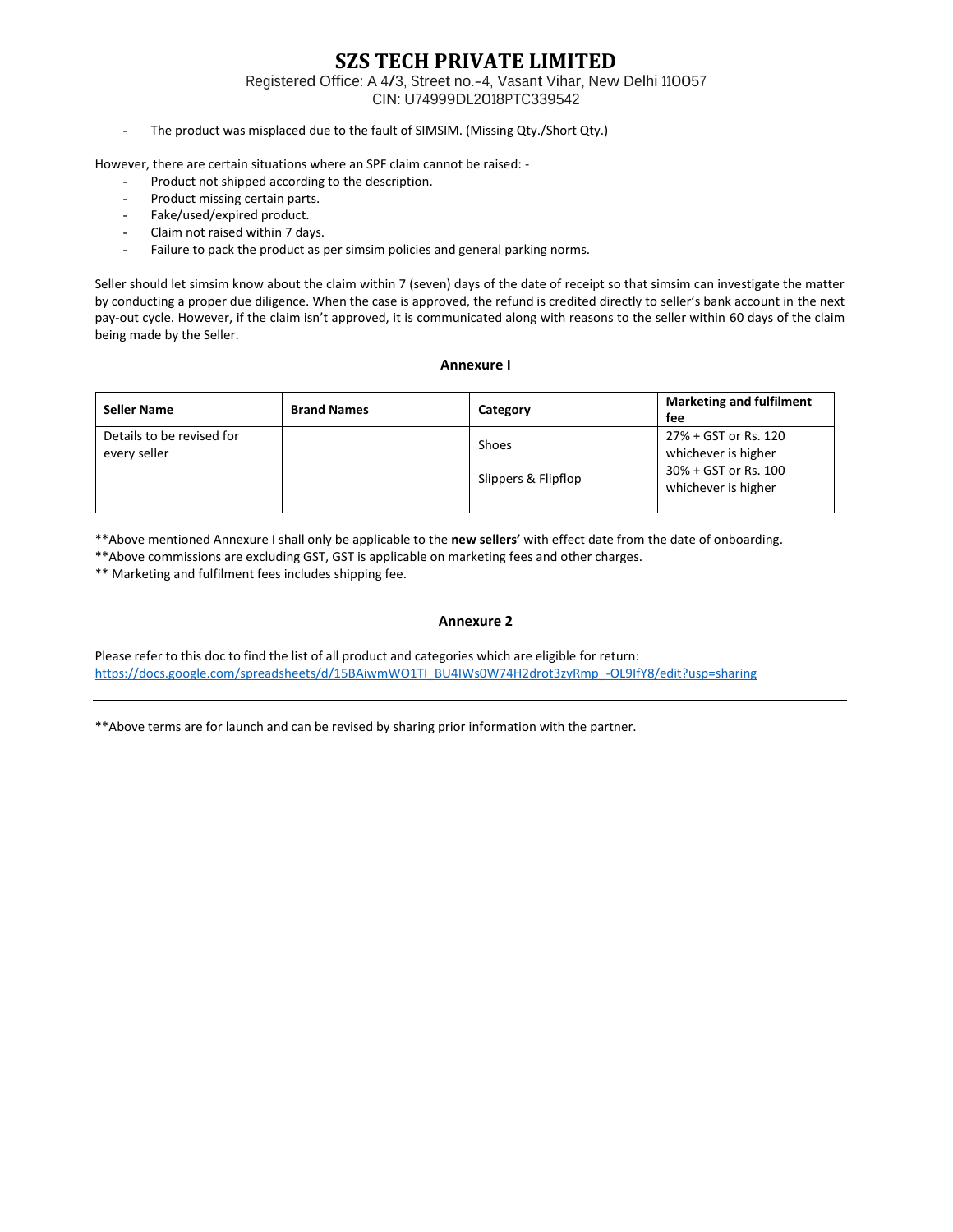# SZS TECH PRIVATE LIMITED

Registered Office: A 4/3, Street no.-4, Vasant Vihar, New Delhi 110057
CIN: U74999DL2018PTC339542

- The product was misplaced due to the fault of SIMSIM. (Missing Qty./Short Qty.)

However, there are certain situations where an SPF claim cannot be raised: -

- Product not shipped according to the description.
- Product missing certain parts.
- Fake/used/expired product.
- Claim not raised within 7 days.
- Failure to pack the product as per simsim policies and general parking norms.

Seller should let simsim know about the claim within 7 (seven) days of the date of receipt so that simsim can investigate the matter by conducting a proper due diligence. When the case is approved, the refund is credited directly to seller's bank account in the next pay-out cycle. However, if the claim isn't approved, it is communicated along with reasons to the seller within 60 days of the claim being made by the Seller.

**Annexure I**

| Seller Name | Brand Names | Category | Marketing and fulfilment fee |
|---|---|---|---|
| Details to be revised for every seller | | Shoes | 27% + GST or Rs. 120 whichever is higher |
| | | Slippers & Flipflop | 30% + GST or Rs. 100 whichever is higher |

**Above mentioned Annexure I shall only be applicable to the **new sellers'** with effect date from the date of onboarding.

**Above commissions are excluding GST, GST is applicable on marketing fees and other charges.

** Marketing and fulfilment fees includes shipping fee.

**Annexure 2**

Please refer to this doc to find the list of all product and categories which are eligible for return:
https://docs.google.com/spreadsheets/d/15BAiwmWO1TI_BU4IWs0W74H2drot3zyRmp_-OL9IfY8/edit?usp=sharing

---

**Above terms are for launch and can be revised by sharing prior information with the partner.